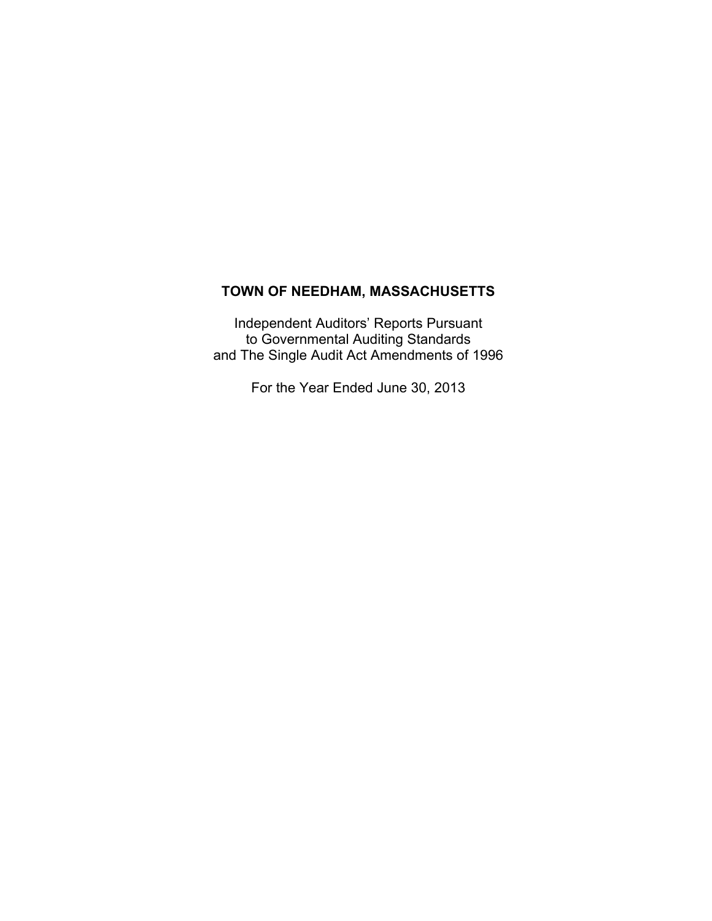# TOWN OF NEEDHAM, MASSACHUSETTS

Independent Auditors' Reports Pursuant
to Governmental Auditing Standards
and The Single Audit Act Amendments of 1996

For the Year Ended June 30, 2013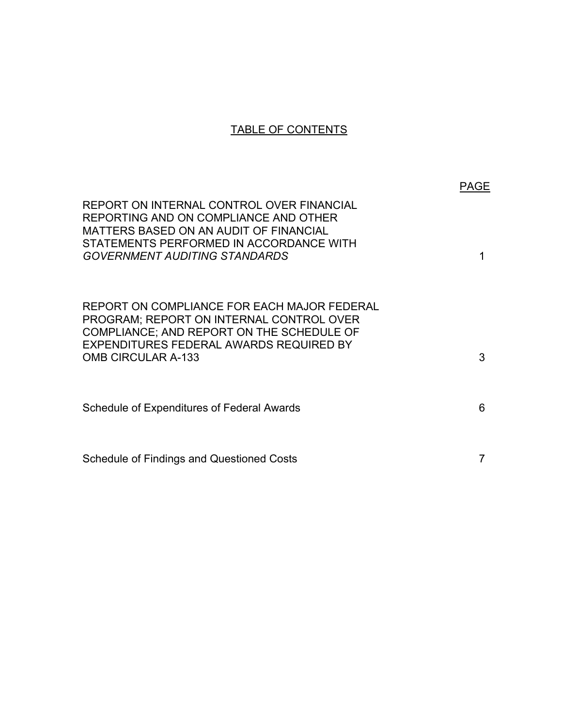# TABLE OF CONTENTS

| | PAGE |
|---|---|
| REPORT ON INTERNAL CONTROL OVER FINANCIAL REPORTING AND ON COMPLIANCE AND OTHER MATTERS BASED ON AN AUDIT OF FINANCIAL STATEMENTS PERFORMED IN ACCORDANCE WITH *GOVERNMENT AUDITING STANDARDS* | 1 |
| REPORT ON COMPLIANCE FOR EACH MAJOR FEDERAL PROGRAM; REPORT ON INTERNAL CONTROL OVER COMPLIANCE; AND REPORT ON THE SCHEDULE OF EXPENDITURES FEDERAL AWARDS REQUIRED BY OMB CIRCULAR A-133 | 3 |
| Schedule of Expenditures of Federal Awards | 6 |
| Schedule of Findings and Questioned Costs | 7 |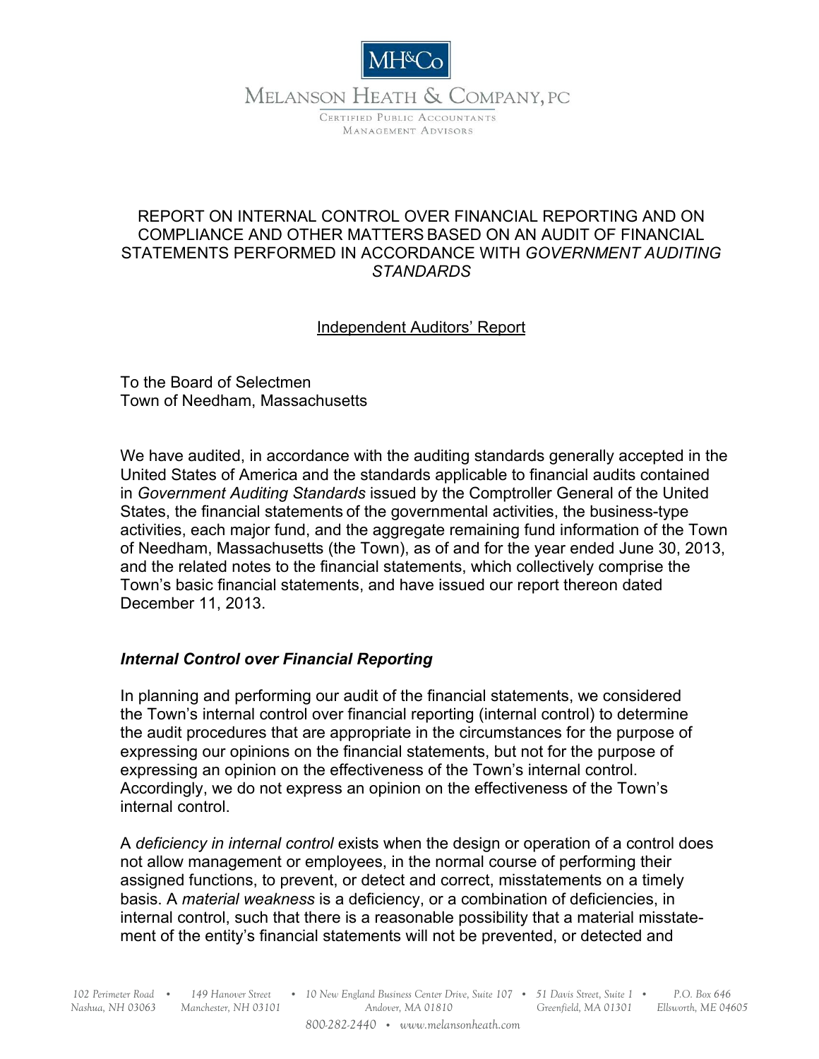MH&Co

MELANSON HEATH & COMPANY, PC

CERTIFIED PUBLIC ACCOUNTANTS
MANAGEMENT ADVISORS

# REPORT ON INTERNAL CONTROL OVER FINANCIAL REPORTING AND ON COMPLIANCE AND OTHER MATTERS BASED ON AN AUDIT OF FINANCIAL STATEMENTS PERFORMED IN ACCORDANCE WITH *GOVERNMENT AUDITING STANDARDS*

Independent Auditors' Report

To the Board of Selectmen
Town of Needham, Massachusetts

We have audited, in accordance with the auditing standards generally accepted in the United States of America and the standards applicable to financial audits contained in *Government Auditing Standards* issued by the Comptroller General of the United States, the financial statements of the governmental activities, the business-type activities, each major fund, and the aggregate remaining fund information of the Town of Needham, Massachusetts (the Town), as of and for the year ended June 30, 2013, and the related notes to the financial statements, which collectively comprise the Town's basic financial statements, and have issued our report thereon dated December 11, 2013.

## *Internal Control over Financial Reporting*

In planning and performing our audit of the financial statements, we considered the Town's internal control over financial reporting (internal control) to determine the audit procedures that are appropriate in the circumstances for the purpose of expressing our opinions on the financial statements, but not for the purpose of expressing an opinion on the effectiveness of the Town's internal control. Accordingly, we do not express an opinion on the effectiveness of the Town's internal control.

A *deficiency in internal control* exists when the design or operation of a control does not allow management or employees, in the normal course of performing their assigned functions, to prevent, or detect and correct, misstatements on a timely basis. A *material weakness* is a deficiency, or a combination of deficiencies, in internal control, such that there is a reasonable possibility that a material misstatement of the entity's financial statements will not be prevented, or detected and

102 Perimeter Road • Nashua, NH 03063 • 149 Hanover Street • Manchester, NH 03101 • 10 New England Business Center Drive, Suite 107 • Andover, MA 01810 • 51 Davis Street, Suite 1 • Greenfield, MA 01301 • P.O. Box 646 • Ellsworth, ME 04605

800-282-2440 • www.melansonheath.com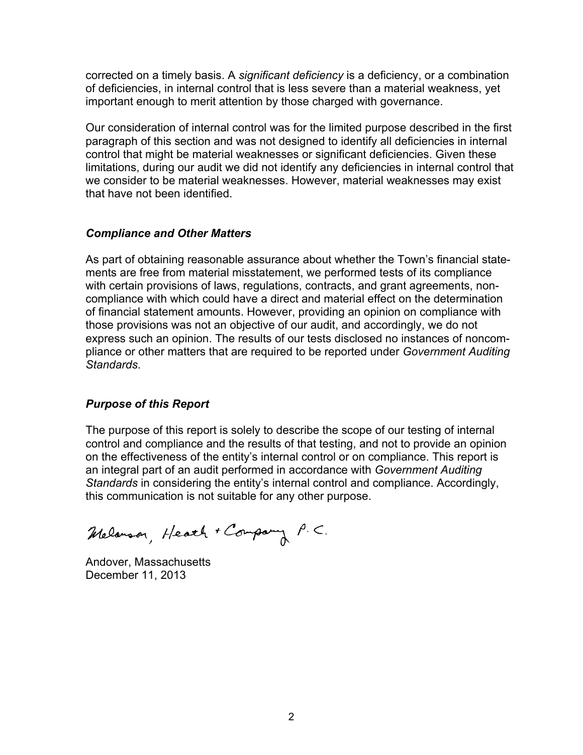corrected on a timely basis. A *significant deficiency* is a deficiency, or a combination of deficiencies, in internal control that is less severe than a material weakness, yet important enough to merit attention by those charged with governance.

Our consideration of internal control was for the limited purpose described in the first paragraph of this section and was not designed to identify all deficiencies in internal control that might be material weaknesses or significant deficiencies. Given these limitations, during our audit we did not identify any deficiencies in internal control that we consider to be material weaknesses. However, material weaknesses may exist that have not been identified.

### *Compliance and Other Matters*

As part of obtaining reasonable assurance about whether the Town's financial statements are free from material misstatement, we performed tests of its compliance with certain provisions of laws, regulations, contracts, and grant agreements, noncompliance with which could have a direct and material effect on the determination of financial statement amounts. However, providing an opinion on compliance with those provisions was not an objective of our audit, and accordingly, we do not express such an opinion. The results of our tests disclosed no instances of noncompliance or other matters that are required to be reported under *Government Auditing Standards*.

### *Purpose of this Report*

The purpose of this report is solely to describe the scope of our testing of internal control and compliance and the results of that testing, and not to provide an opinion on the effectiveness of the entity's internal control or on compliance. This report is an integral part of an audit performed in accordance with *Government Auditing Standards* in considering the entity's internal control and compliance. Accordingly, this communication is not suitable for any other purpose.

Melanson, Heath + Company P.C.

Andover, Massachusetts
December 11, 2013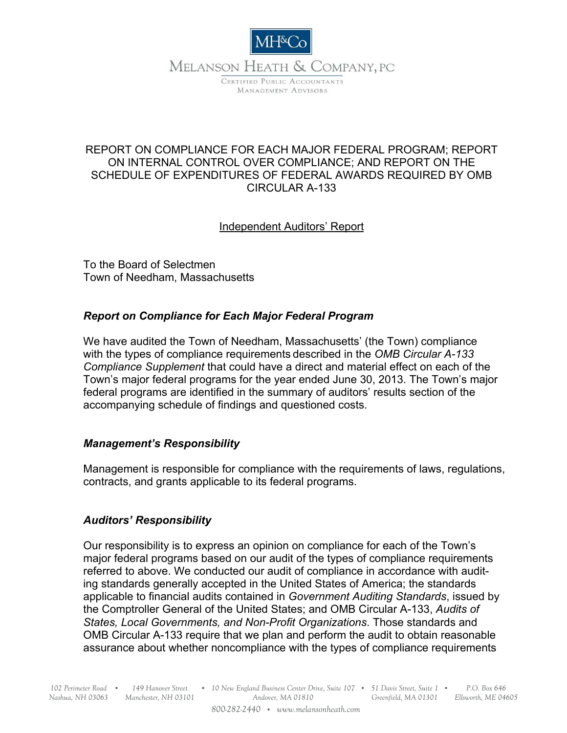MH&Co

MELANSON HEATH & COMPANY, PC

CERTIFIED PUBLIC ACCOUNTANTS
MANAGEMENT ADVISORS

REPORT ON COMPLIANCE FOR EACH MAJOR FEDERAL PROGRAM; REPORT ON INTERNAL CONTROL OVER COMPLIANCE; AND REPORT ON THE SCHEDULE OF EXPENDITURES OF FEDERAL AWARDS REQUIRED BY OMB CIRCULAR A-133

Independent Auditors' Report

To the Board of Selectmen
Town of Needham, Massachusetts

### *Report on Compliance for Each Major Federal Program*

We have audited the Town of Needham, Massachusetts' (the Town) compliance with the types of compliance requirements described in the *OMB Circular A-133 Compliance Supplement* that could have a direct and material effect on each of the Town's major federal programs for the year ended June 30, 2013. The Town's major federal programs are identified in the summary of auditors' results section of the accompanying schedule of findings and questioned costs.

### *Management's Responsibility*

Management is responsible for compliance with the requirements of laws, regulations, contracts, and grants applicable to its federal programs.

### *Auditors' Responsibility*

Our responsibility is to express an opinion on compliance for each of the Town's major federal programs based on our audit of the types of compliance requirements referred to above. We conducted our audit of compliance in accordance with auditing standards generally accepted in the United States of America; the standards applicable to financial audits contained in *Government Auditing Standards*, issued by the Comptroller General of the United States; and OMB Circular A-133, *Audits of States, Local Governments, and Non-Profit Organizations*. Those standards and OMB Circular A-133 require that we plan and perform the audit to obtain reasonable assurance about whether noncompliance with the types of compliance requirements

102 Perimeter Road • Nashua, NH 03063 • 149 Hanover Street • Manchester, NH 03101 • 10 New England Business Center Drive, Suite 107 • Andover, MA 01810 • 51 Davis Street, Suite 1 • Greenfield, MA 01301 • P.O. Box 646 • Ellsworth, ME 04605

800-282-2440 • www.melansonheath.com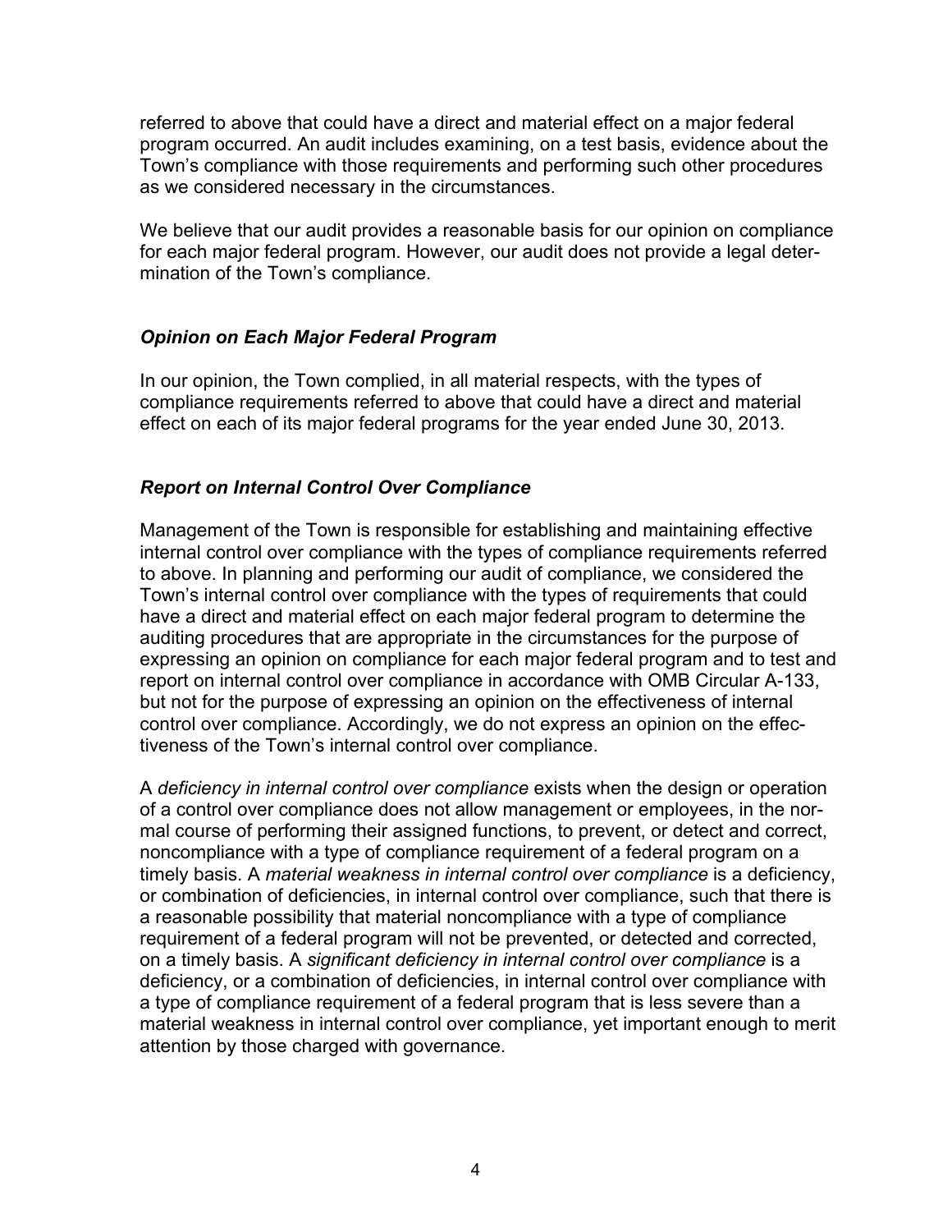referred to above that could have a direct and material effect on a major federal program occurred. An audit includes examining, on a test basis, evidence about the Town's compliance with those requirements and performing such other procedures as we considered necessary in the circumstances.

We believe that our audit provides a reasonable basis for our opinion on compliance for each major federal program. However, our audit does not provide a legal determination of the Town's compliance.

### *Opinion on Each Major Federal Program*

In our opinion, the Town complied, in all material respects, with the types of compliance requirements referred to above that could have a direct and material effect on each of its major federal programs for the year ended June 30, 2013.

### *Report on Internal Control Over Compliance*

Management of the Town is responsible for establishing and maintaining effective internal control over compliance with the types of compliance requirements referred to above. In planning and performing our audit of compliance, we considered the Town's internal control over compliance with the types of requirements that could have a direct and material effect on each major federal program to determine the auditing procedures that are appropriate in the circumstances for the purpose of expressing an opinion on compliance for each major federal program and to test and report on internal control over compliance in accordance with OMB Circular A-133, but not for the purpose of expressing an opinion on the effectiveness of internal control over compliance. Accordingly, we do not express an opinion on the effectiveness of the Town's internal control over compliance.

A *deficiency in internal control over compliance* exists when the design or operation of a control over compliance does not allow management or employees, in the normal course of performing their assigned functions, to prevent, or detect and correct, noncompliance with a type of compliance requirement of a federal program on a timely basis. A *material weakness in internal control over compliance* is a deficiency, or combination of deficiencies, in internal control over compliance, such that there is a reasonable possibility that material noncompliance with a type of compliance requirement of a federal program will not be prevented, or detected and corrected, on a timely basis. A *significant deficiency in internal control over compliance* is a deficiency, or a combination of deficiencies, in internal control over compliance with a type of compliance requirement of a federal program that is less severe than a material weakness in internal control over compliance, yet important enough to merit attention by those charged with governance.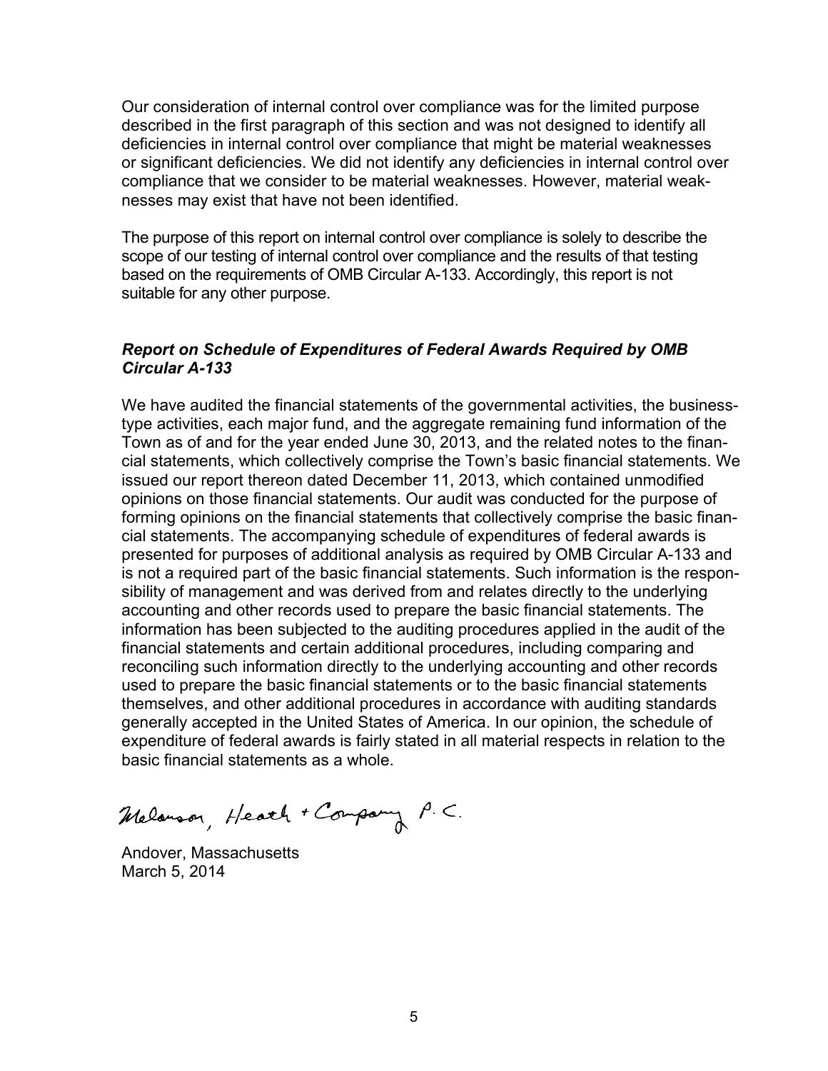Our consideration of internal control over compliance was for the limited purpose described in the first paragraph of this section and was not designed to identify all deficiencies in internal control over compliance that might be material weaknesses or significant deficiencies. We did not identify any deficiencies in internal control over compliance that we consider to be material weaknesses. However, material weaknesses may exist that have not been identified.

The purpose of this report on internal control over compliance is solely to describe the scope of our testing of internal control over compliance and the results of that testing based on the requirements of OMB Circular A-133. Accordingly, this report is not suitable for any other purpose.

### *Report on Schedule of Expenditures of Federal Awards Required by OMB Circular A-133*

We have audited the financial statements of the governmental activities, the business-type activities, each major fund, and the aggregate remaining fund information of the Town as of and for the year ended June 30, 2013, and the related notes to the financial statements, which collectively comprise the Town's basic financial statements. We issued our report thereon dated December 11, 2013, which contained unmodified opinions on those financial statements. Our audit was conducted for the purpose of forming opinions on the financial statements that collectively comprise the basic financial statements. The accompanying schedule of expenditures of federal awards is presented for purposes of additional analysis as required by OMB Circular A-133 and is not a required part of the basic financial statements. Such information is the responsibility of management and was derived from and relates directly to the underlying accounting and other records used to prepare the basic financial statements. The information has been subjected to the auditing procedures applied in the audit of the financial statements and certain additional procedures, including comparing and reconciling such information directly to the underlying accounting and other records used to prepare the basic financial statements or to the basic financial statements themselves, and other additional procedures in accordance with auditing standards generally accepted in the United States of America. In our opinion, the schedule of expenditure of federal awards is fairly stated in all material respects in relation to the basic financial statements as a whole.

Melanson, Heath + Company P.C.

Andover, Massachusetts
March 5, 2014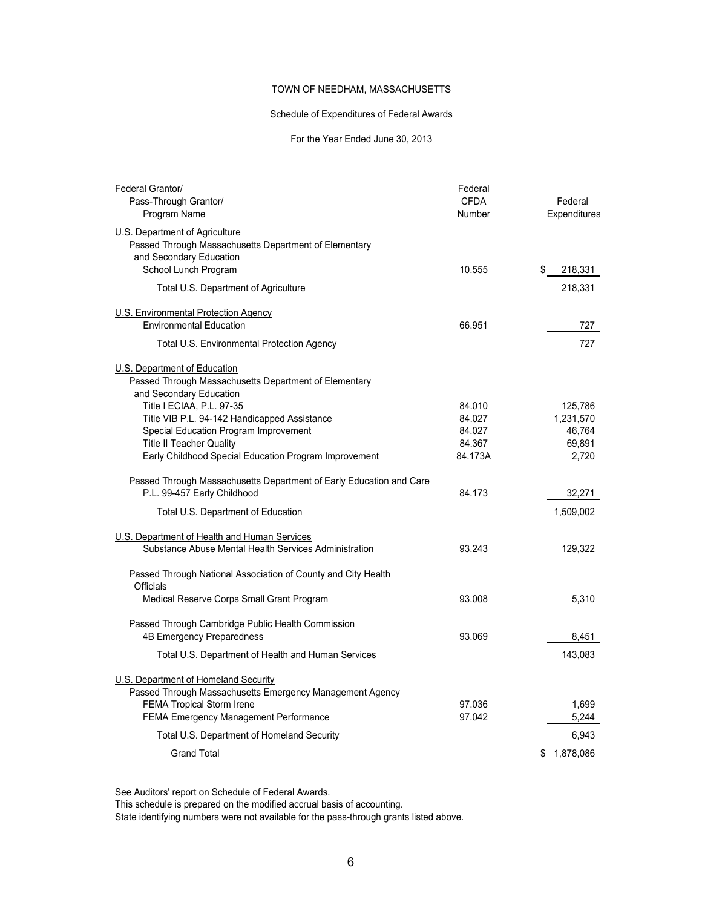TOWN OF NEEDHAM, MASSACHUSETTS

Schedule of Expenditures of Federal Awards

For the Year Ended June 30, 2013

| Federal Grantor/ Pass-Through Grantor/ Program Name | Federal CFDA Number | Federal Expenditures |
|---|---|---|
| U.S. Department of Agriculture | | |
| Passed Through Massachusetts Department of Elementary and Secondary Education | | |
| School Lunch Program | 10.555 | $ 218,331 |
| Total U.S. Department of Agriculture | | 218,331 |
| U.S. Environmental Protection Agency | | |
| Environmental Education | 66.951 | 727 |
| Total U.S. Environmental Protection Agency | | 727 |
| U.S. Department of Education | | |
| Passed Through Massachusetts Department of Elementary and Secondary Education | | |
| Title I ECIAA, P.L. 97-35 | 84.010 | 125,786 |
| Title VIB P.L. 94-142 Handicapped Assistance | 84.027 | 1,231,570 |
| Special Education Program Improvement | 84.027 | 46,764 |
| Title II Teacher Quality | 84.367 | 69,891 |
| Early Childhood Special Education Program Improvement | 84.173A | 2,720 |
| Passed Through Massachusetts Department of Early Education and Care | | |
| P.L. 99-457 Early Childhood | 84.173 | 32,271 |
| Total U.S. Department of Education | | 1,509,002 |
| U.S. Department of Health and Human Services | | |
| Substance Abuse Mental Health Services Administration | 93.243 | 129,322 |
| Passed Through National Association of County and City Health Officials | | |
| Medical Reserve Corps Small Grant Program | 93.008 | 5,310 |
| Passed Through Cambridge Public Health Commission | | |
| 4B Emergency Preparedness | 93.069 | 8,451 |
| Total U.S. Department of Health and Human Services | | 143,083 |
| U.S. Department of Homeland Security | | |
| Passed Through Massachusetts Emergency Management Agency | | |
| FEMA Tropical Storm Irene | 97.036 | 1,699 |
| FEMA Emergency Management Performance | 97.042 | 5,244 |
| Total U.S. Department of Homeland Security | | 6,943 |
| Grand Total | | $ 1,878,086 |

See Auditors' report on Schedule of Federal Awards.
This schedule is prepared on the modified accrual basis of accounting.
State identifying numbers were not available for the pass-through grants listed above.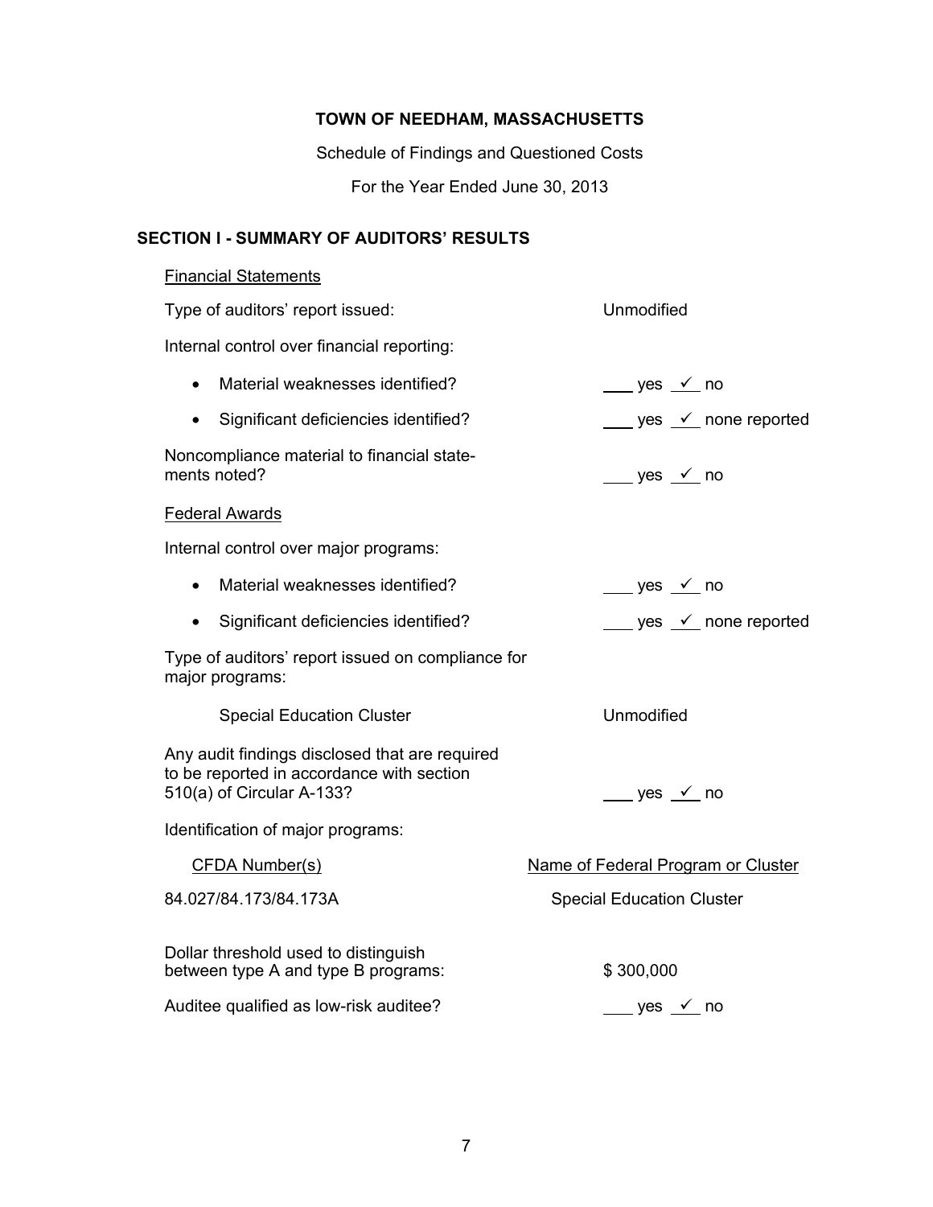**TOWN OF NEEDHAM, MASSACHUSETTS**

Schedule of Findings and Questioned Costs

For the Year Ended June 30, 2013

## SECTION I - SUMMARY OF AUDITORS' RESULTS

Financial Statements

| | |
|---|---|
| Type of auditors' report issued: | Unmodified |
| Internal control over financial reporting: | |
| • Material weaknesses identified? | ___ yes _✓_ no |
| • Significant deficiencies identified? | ___ yes _✓_ none reported |
| Noncompliance material to financial statements noted? | ___ yes _✓_ no |

Federal Awards

| | |
|---|---|
| Internal control over major programs: | |
| • Material weaknesses identified? | ___ yes _✓_ no |
| • Significant deficiencies identified? | ___ yes _✓_ none reported |
| Type of auditors' report issued on compliance for major programs: | |
| Special Education Cluster | Unmodified |
| Any audit findings disclosed that are required to be reported in accordance with section 510(a) of Circular A-133? | ___ yes _✓_ no |
| Identification of major programs: | |

| CFDA Number(s) | Name of Federal Program or Cluster |
|---|---|
| 84.027/84.173/84.173A | Special Education Cluster |

| | |
|---|---|
| Dollar threshold used to distinguish between type A and type B programs: | $ 300,000 |
| Auditee qualified as low-risk auditee? | ___ yes _✓_ no |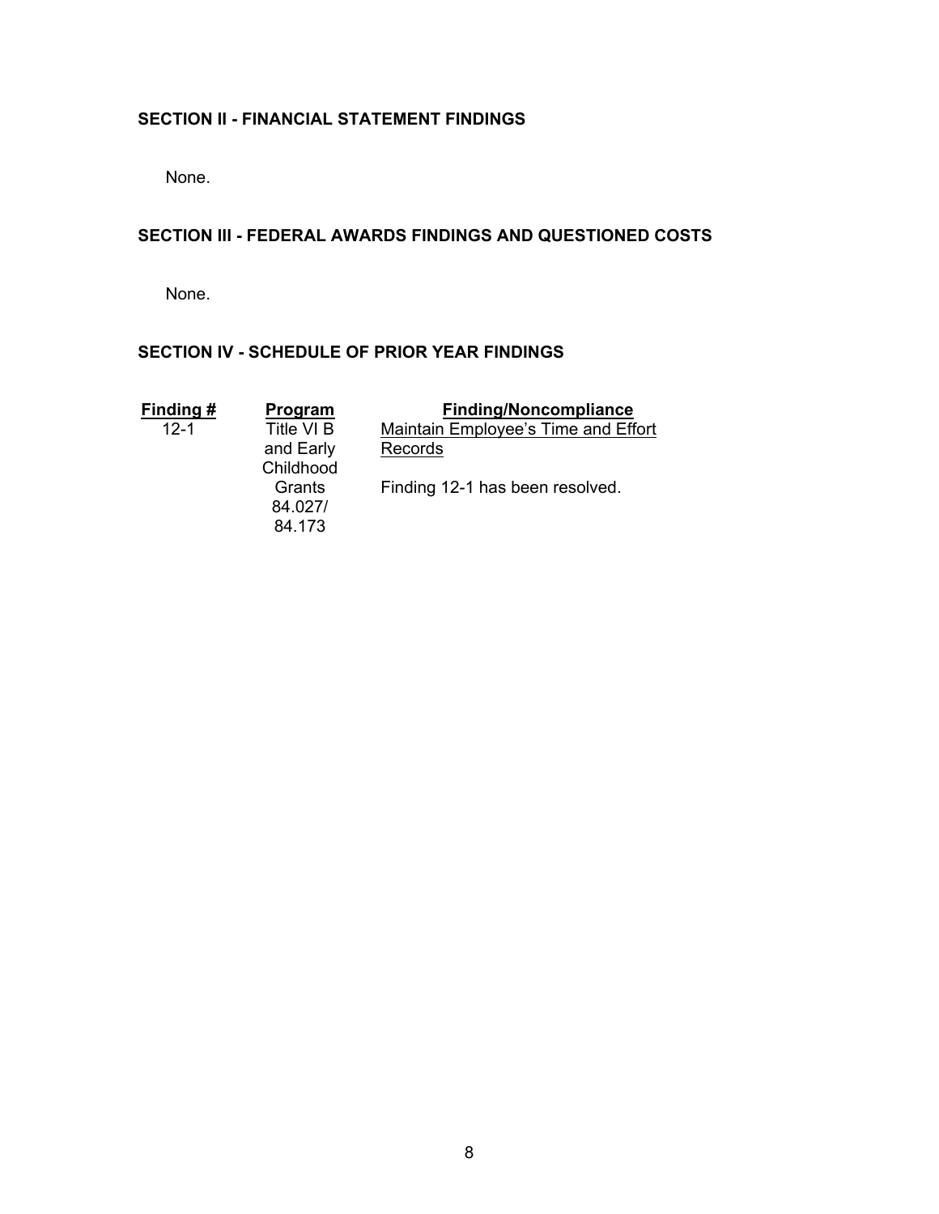## SECTION II - FINANCIAL STATEMENT FINDINGS

None.

## SECTION III - FEDERAL AWARDS FINDINGS AND QUESTIONED COSTS

None.

## SECTION IV - SCHEDULE OF PRIOR YEAR FINDINGS

| Finding # | Program | Finding/Noncompliance |
|---|---|---|
| 12-1 | Title VI B and Early Childhood Grants 84.027/ 84.173 | Maintain Employee's Time and Effort Records<br><br>Finding 12-1 has been resolved. |